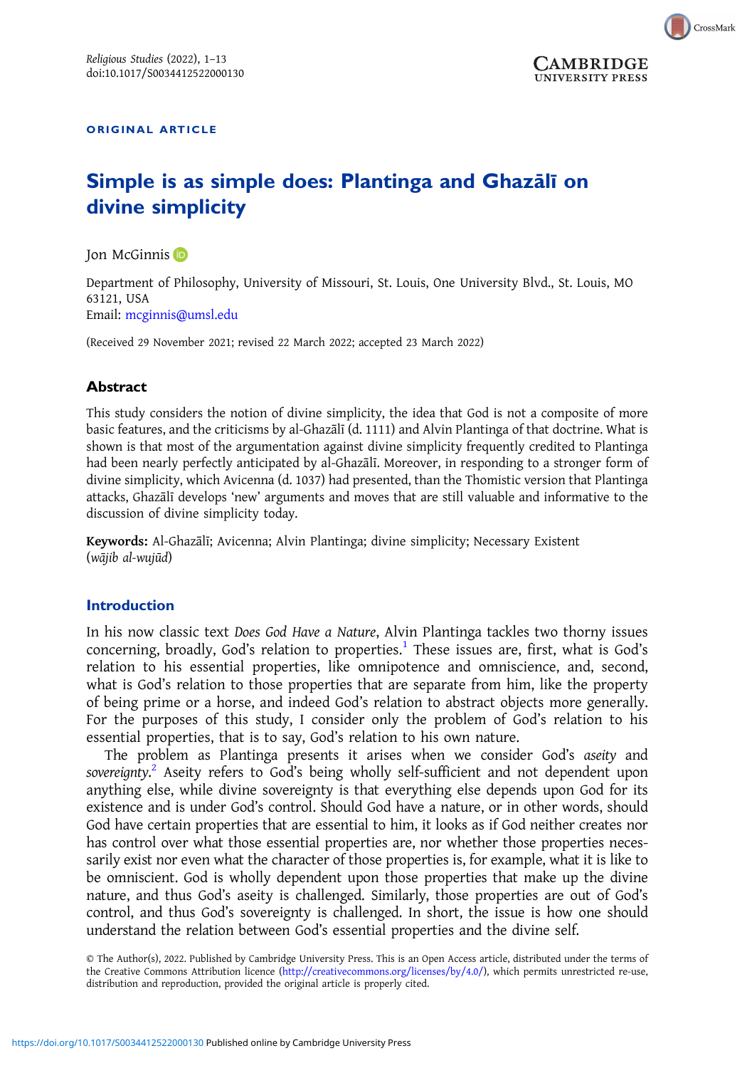ORIGINAL ARTICLE

# Simple is as simple does: Plantinga and Ghazālī on divine simplicity

Jon McGinnis

Department of Philosophy, University of Missouri, St. Louis, One University Blvd., St. Louis, MO 63121, USA
Email: mcginnis@umsl.edu

(Received 29 November 2021; revised 22 March 2022; accepted 23 March 2022)

## Abstract

This study considers the notion of divine simplicity, the idea that God is not a composite of more basic features, and the criticisms by al-Ghazālī (d. 1111) and Alvin Plantinga of that doctrine. What is shown is that most of the argumentation against divine simplicity frequently credited to Plantinga had been nearly perfectly anticipated by al-Ghazālī. Moreover, in responding to a stronger form of divine simplicity, which Avicenna (d. 1037) had presented, than the Thomistic version that Plantinga attacks, Ghazālī develops 'new' arguments and moves that are still valuable and informative to the discussion of divine simplicity today.

**Keywords:** Al-Ghazālī; Avicenna; Alvin Plantinga; divine simplicity; Necessary Existent (*wājib al-wujūd*)

## Introduction

In his now classic text *Does God Have a Nature*, Alvin Plantinga tackles two thorny issues concerning, broadly, God's relation to properties.[1] These issues are, first, what is God's relation to his essential properties, like omnipotence and omniscience, and, second, what is God's relation to those properties that are separate from him, like the property of being prime or a horse, and indeed God's relation to abstract objects more generally. For the purposes of this study, I consider only the problem of God's relation to his essential properties, that is to say, God's relation to his own nature.

The problem as Plantinga presents it arises when we consider God's *aseity* and *sovereignty*.[2] Aseity refers to God's being wholly self-sufficient and not dependent upon anything else, while divine sovereignty is that everything else depends upon God for its existence and is under God's control. Should God have a nature, or in other words, should God have certain properties that are essential to him, it looks as if God neither creates nor has control over what those essential properties are, nor whether those properties necessarily exist nor even what the character of those properties is, for example, what it is like to be omniscient. God is wholly dependent upon those properties that make up the divine nature, and thus God's aseity is challenged. Similarly, those properties are out of God's control, and thus God's sovereignty is challenged. In short, the issue is how one should understand the relation between God's essential properties and the divine self.

© The Author(s), 2022. Published by Cambridge University Press. This is an Open Access article, distributed under the terms of the Creative Commons Attribution licence (http://creativecommons.org/licenses/by/4.0/), which permits unrestricted re-use, distribution and reproduction, provided the original article is properly cited.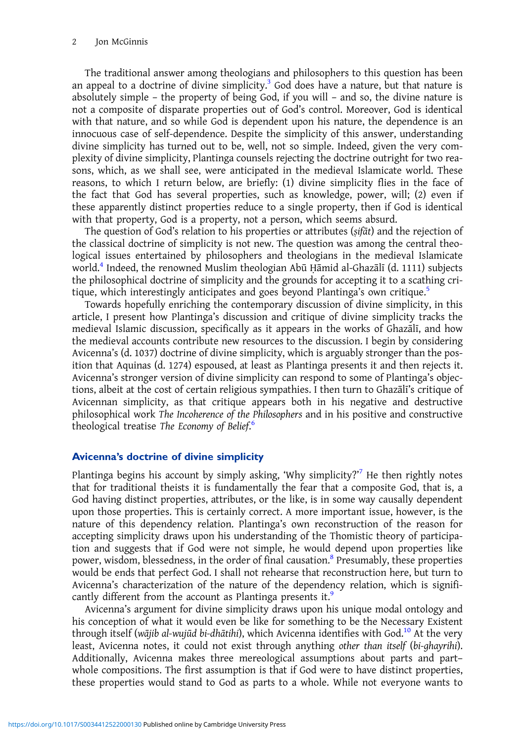The traditional answer among theologians and philosophers to this question has been an appeal to a doctrine of divine simplicity.[3] God does have a nature, but that nature is absolutely simple – the property of being God, if you will – and so, the divine nature is not a composite of disparate properties out of God's control. Moreover, God is identical with that nature, and so while God is dependent upon his nature, the dependence is an innocuous case of self-dependence. Despite the simplicity of this answer, understanding divine simplicity has turned out to be, well, not so simple. Indeed, given the very complexity of divine simplicity, Plantinga counsels rejecting the doctrine outright for two reasons, which, as we shall see, were anticipated in the medieval Islamicate world. These reasons, to which I return below, are briefly: (1) divine simplicity flies in the face of the fact that God has several properties, such as knowledge, power, will; (2) even if these apparently distinct properties reduce to a single property, then if God is identical with that property, God is a property, not a person, which seems absurd.

The question of God's relation to his properties or attributes (*ṣifāt*) and the rejection of the classical doctrine of simplicity is not new. The question was among the central theological issues entertained by philosophers and theologians in the medieval Islamicate world.[4] Indeed, the renowned Muslim theologian Abū Ḥāmid al-Ghazālī (d. 1111) subjects the philosophical doctrine of simplicity and the grounds for accepting it to a scathing critique, which interestingly anticipates and goes beyond Plantinga's own critique.[5]

Towards hopefully enriching the contemporary discussion of divine simplicity, in this article, I present how Plantinga's discussion and critique of divine simplicity tracks the medieval Islamic discussion, specifically as it appears in the works of Ghazālī, and how the medieval accounts contribute new resources to the discussion. I begin by considering Avicenna's (d. 1037) doctrine of divine simplicity, which is arguably stronger than the position that Aquinas (d. 1274) espoused, at least as Plantinga presents it and then rejects it. Avicenna's stronger version of divine simplicity can respond to some of Plantinga's objections, albeit at the cost of certain religious sympathies. I then turn to Ghazālī's critique of Avicennan simplicity, as that critique appears both in his negative and destructive philosophical work *The Incoherence of the Philosophers* and in his positive and constructive theological treatise *The Economy of Belief*.[6]

## Avicenna's doctrine of divine simplicity

Plantinga begins his account by simply asking, 'Why simplicity?'[7] He then rightly notes that for traditional theists it is fundamentally the fear that a composite God, that is, a God having distinct properties, attributes, or the like, is in some way causally dependent upon those properties. This is certainly correct. A more important issue, however, is the nature of this dependency relation. Plantinga's own reconstruction of the reason for accepting simplicity draws upon his understanding of the Thomistic theory of participation and suggests that if God were not simple, he would depend upon properties like power, wisdom, blessedness, in the order of final causation.[8] Presumably, these properties would be ends that perfect God. I shall not rehearse that reconstruction here, but turn to Avicenna's characterization of the nature of the dependency relation, which is significantly different from the account as Plantinga presents it.[9]

Avicenna's argument for divine simplicity draws upon his unique modal ontology and his conception of what it would even be like for something to be the Necessary Existent through itself (*wājib al-wujūd bi-dhātihi*), which Avicenna identifies with God.[10] At the very least, Avicenna notes, it could not exist through anything *other than itself* (*bi-ghayrihi*). Additionally, Avicenna makes three mereological assumptions about parts and part–whole compositions. The first assumption is that if God were to have distinct properties, these properties would stand to God as parts to a whole. While not everyone wants to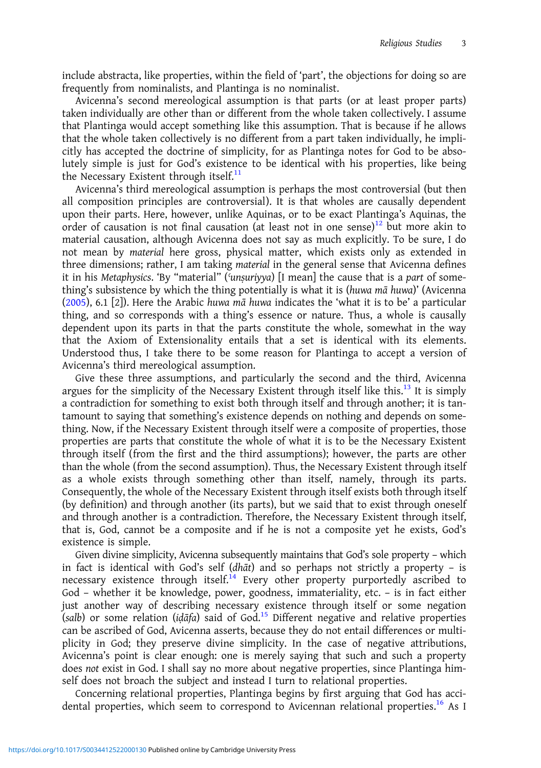include abstracta, like properties, within the field of 'part', the objections for doing so are frequently from nominalists, and Plantinga is no nominalist.

Avicenna's second mereological assumption is that parts (or at least proper parts) taken individually are other than or different from the whole taken collectively. I assume that Plantinga would accept something like this assumption. That is because if he allows that the whole taken collectively is no different from a part taken individually, he implicitly has accepted the doctrine of simplicity, for as Plantinga notes for God to be absolutely simple is just for God's existence to be identical with his properties, like being the Necessary Existent through itself.[11]

Avicenna's third mereological assumption is perhaps the most controversial (but then all composition principles are controversial). It is that wholes are causally dependent upon their parts. Here, however, unlike Aquinas, or to be exact Plantinga's Aquinas, the order of causation is not final causation (at least not in one sense)[12] but more akin to material causation, although Avicenna does not say as much explicitly. To be sure, I do not mean by *material* here gross, physical matter, which exists only as extended in three dimensions; rather, I am taking *material* in the general sense that Avicenna defines it in his *Metaphysics*. 'By "material" (*ʿunṣuriyya*) [I mean] the cause that is a *part* of something's subsistence by which the thing potentially is what it is (*huwa mā huwa*)' (Avicenna (2005), 6.1 [2]). Here the Arabic *huwa mā huwa* indicates the 'what it is to be' a particular thing, and so corresponds with a thing's essence or nature. Thus, a whole is causally dependent upon its parts in that the parts constitute the whole, somewhat in the way that the Axiom of Extensionality entails that a set is identical with its elements. Understood thus, I take there to be some reason for Plantinga to accept a version of Avicenna's third mereological assumption.

Give these three assumptions, and particularly the second and the third, Avicenna argues for the simplicity of the Necessary Existent through itself like this.[13] It is simply a contradiction for something to exist both through itself and through another; it is tantamount to saying that something's existence depends on nothing and depends on something. Now, if the Necessary Existent through itself were a composite of properties, those properties are parts that constitute the whole of what it is to be the Necessary Existent through itself (from the first and the third assumptions); however, the parts are other than the whole (from the second assumption). Thus, the Necessary Existent through itself as a whole exists through something other than itself, namely, through its parts. Consequently, the whole of the Necessary Existent through itself exists both through itself (by definition) and through another (its parts), but we said that to exist through oneself and through another is a contradiction. Therefore, the Necessary Existent through itself, that is, God, cannot be a composite and if he is not a composite yet he exists, God's existence is simple.

Given divine simplicity, Avicenna subsequently maintains that God's sole property – which in fact is identical with God's self (*dhāt*) and so perhaps not strictly a property – is necessary existence through itself.[14] Every other property purportedly ascribed to God – whether it be knowledge, power, goodness, immateriality, etc. – is in fact either just another way of describing necessary existence through itself or some negation (*salb*) or some relation (*iḍāfa*) said of God.[15] Different negative and relative properties can be ascribed of God, Avicenna asserts, because they do not entail differences or multiplicity in God; they preserve divine simplicity. In the case of negative attributions, Avicenna's point is clear enough: one is merely saying that such and such a property does *not* exist in God. I shall say no more about negative properties, since Plantinga himself does not broach the subject and instead I turn to relational properties.

Concerning relational properties, Plantinga begins by first arguing that God has accidental properties, which seem to correspond to Avicennan relational properties.[16] As I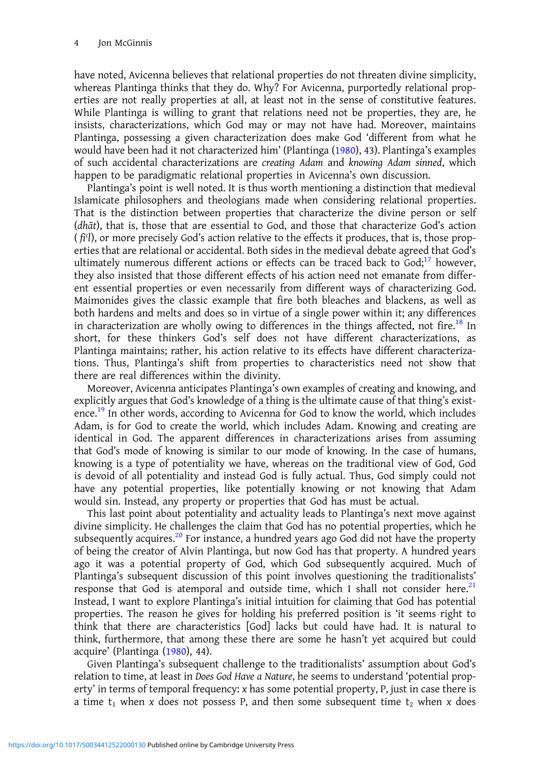have noted, Avicenna believes that relational properties do not threaten divine simplicity, whereas Plantinga thinks that they do. Why? For Avicenna, purportedly relational properties are not really properties at all, at least not in the sense of constitutive features. While Plantinga is willing to grant that relations need not be properties, they are, he insists, characterizations, which God may or may not have had. Moreover, maintains Plantinga, possessing a given characterization does make God 'different from what he would have been had it not characterized him' (Plantinga (1980), 43). Plantinga's examples of such accidental characterizations are *creating Adam* and *knowing Adam sinned*, which happen to be paradigmatic relational properties in Avicenna's own discussion.

Plantinga's point is well noted. It is thus worth mentioning a distinction that medieval Islamicate philosophers and theologians made when considering relational properties. That is the distinction between properties that characterize the divine person or self (*dhāt*), that is, those that are essential to God, and those that characterize God's action (*fiʿl*), or more precisely God's action relative to the effects it produces, that is, those properties that are relational or accidental. Both sides in the medieval debate agreed that God's ultimately numerous different actions or effects can be traced back to God;[17] however, they also insisted that those different effects of his action need not emanate from different essential properties or even necessarily from different ways of characterizing God. Maimonides gives the classic example that fire both bleaches and blackens, as well as both hardens and melts and does so in virtue of a single power within it; any differences in characterization are wholly owing to differences in the things affected, not fire.[18] In short, for these thinkers God's self does not have different characterizations, as Plantinga maintains; rather, his action relative to its effects have different characterizations. Thus, Plantinga's shift from properties to characteristics need not show that there are real differences within the divinity.

Moreover, Avicenna anticipates Plantinga's own examples of creating and knowing, and explicitly argues that God's knowledge of a thing is the ultimate cause of that thing's existence.[19] In other words, according to Avicenna for God to know the world, which includes Adam, is for God to create the world, which includes Adam. Knowing and creating are identical in God. The apparent differences in characterizations arises from assuming that God's mode of knowing is similar to our mode of knowing. In the case of humans, knowing is a type of potentiality we have, whereas on the traditional view of God, God is devoid of all potentiality and instead God is fully actual. Thus, God simply could not have any potential properties, like potentially knowing or not knowing that Adam would sin. Instead, any property or properties that God has must be actual.

This last point about potentiality and actuality leads to Plantinga's next move against divine simplicity. He challenges the claim that God has no potential properties, which he subsequently acquires.[20] For instance, a hundred years ago God did not have the property of being the creator of Alvin Plantinga, but now God has that property. A hundred years ago it was a potential property of God, which God subsequently acquired. Much of Plantinga's subsequent discussion of this point involves questioning the traditionalists' response that God is atemporal and outside time, which I shall not consider here.[21] Instead, I want to explore Plantinga's initial intuition for claiming that God has potential properties. The reason he gives for holding his preferred position is 'it seems right to think that there are characteristics [God] lacks but could have had. It is natural to think, furthermore, that among these there are some he hasn't yet acquired but could acquire' (Plantinga (1980), 44).

Given Plantinga's subsequent challenge to the traditionalists' assumption about God's relation to time, at least in *Does God Have a Nature*, he seems to understand 'potential property' in terms of temporal frequency: $x$ has some potential property, P, just in case there is a time $t_1$ when $x$ does not possess P, and then some subsequent time $t_2$ when $x$ does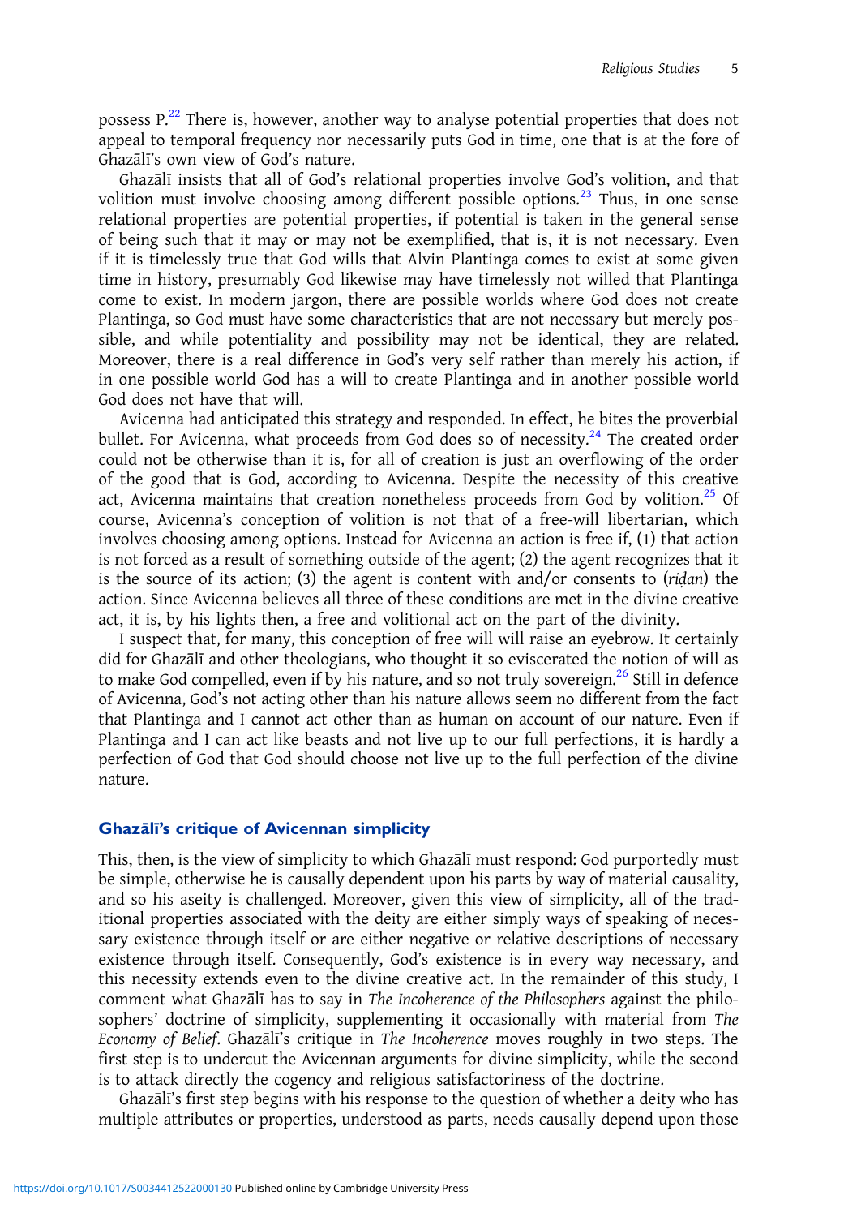possess P.[22] There is, however, another way to analyse potential properties that does not appeal to temporal frequency nor necessarily puts God in time, one that is at the fore of Ghazālī's own view of God's nature.

Ghazālī insists that all of God's relational properties involve God's volition, and that volition must involve choosing among different possible options.[23] Thus, in one sense relational properties are potential properties, if potential is taken in the general sense of being such that it may or may not be exemplified, that is, it is not necessary. Even if it is timelessly true that God wills that Alvin Plantinga comes to exist at some given time in history, presumably God likewise may have timelessly not willed that Plantinga come to exist. In modern jargon, there are possible worlds where God does not create Plantinga, so God must have some characteristics that are not necessary but merely possible, and while potentiality and possibility may not be identical, they are related. Moreover, there is a real difference in God's very self rather than merely his action, if in one possible world God has a will to create Plantinga and in another possible world God does not have that will.

Avicenna had anticipated this strategy and responded. In effect, he bites the proverbial bullet. For Avicenna, what proceeds from God does so of necessity.[24] The created order could not be otherwise than it is, for all of creation is just an overflowing of the order of the good that is God, according to Avicenna. Despite the necessity of this creative act, Avicenna maintains that creation nonetheless proceeds from God by volition.[25] Of course, Avicenna's conception of volition is not that of a free-will libertarian, which involves choosing among options. Instead for Avicenna an action is free if, (1) that action is not forced as a result of something outside of the agent; (2) the agent recognizes that it is the source of its action; (3) the agent is content with and/or consents to (*riḍan*) the action. Since Avicenna believes all three of these conditions are met in the divine creative act, it is, by his lights then, a free and volitional act on the part of the divinity.

I suspect that, for many, this conception of free will will raise an eyebrow. It certainly did for Ghazālī and other theologians, who thought it so eviscerated the notion of will as to make God compelled, even if by his nature, and so not truly sovereign.[26] Still in defence of Avicenna, God's not acting other than his nature allows seem no different from the fact that Plantinga and I cannot act other than as human on account of our nature. Even if Plantinga and I can act like beasts and not live up to our full perfections, it is hardly a perfection of God that God should choose not live up to the full perfection of the divine nature.

## Ghazālī's critique of Avicennan simplicity

This, then, is the view of simplicity to which Ghazālī must respond: God purportedly must be simple, otherwise he is causally dependent upon his parts by way of material causality, and so his aseity is challenged. Moreover, given this view of simplicity, all of the traditional properties associated with the deity are either simply ways of speaking of necessary existence through itself or are either negative or relative descriptions of necessary existence through itself. Consequently, God's existence is in every way necessary, and this necessity extends even to the divine creative act. In the remainder of this study, I comment what Ghazālī has to say in *The Incoherence of the Philosophers* against the philosophers' doctrine of simplicity, supplementing it occasionally with material from *The Economy of Belief*. Ghazālī's critique in *The Incoherence* moves roughly in two steps. The first step is to undercut the Avicennan arguments for divine simplicity, while the second is to attack directly the cogency and religious satisfactoriness of the doctrine.

Ghazālī's first step begins with his response to the question of whether a deity who has multiple attributes or properties, understood as parts, needs causally depend upon those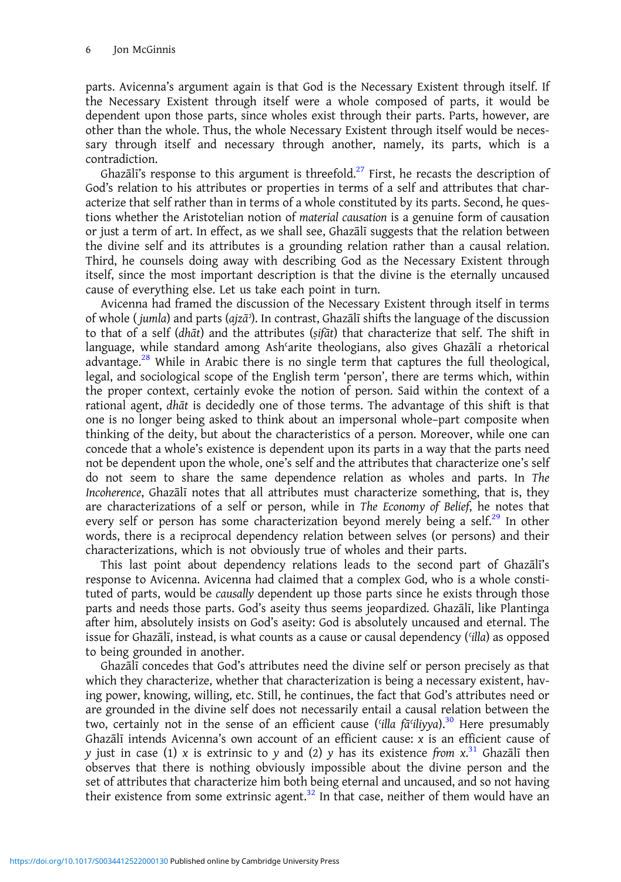parts. Avicenna's argument again is that God is the Necessary Existent through itself. If the Necessary Existent through itself were a whole composed of parts, it would be dependent upon those parts, since wholes exist through their parts. Parts, however, are other than the whole. Thus, the whole Necessary Existent through itself would be necessary through itself and necessary through another, namely, its parts, which is a contradiction.

Ghazālī's response to this argument is threefold.[27] First, he recasts the description of God's relation to his attributes or properties in terms of a self and attributes that characterize that self rather than in terms of a whole constituted by its parts. Second, he questions whether the Aristotelian notion of *material causation* is a genuine form of causation or just a term of art. In effect, as we shall see, Ghazālī suggests that the relation between the divine self and its attributes is a grounding relation rather than a causal relation. Third, he counsels doing away with describing God as the Necessary Existent through itself, since the most important description is that the divine is the eternally uncaused cause of everything else. Let us take each point in turn.

Avicenna had framed the discussion of the Necessary Existent through itself in terms of whole (*jumla*) and parts (*ajzāʾ*). In contrast, Ghazālī shifts the language of the discussion to that of a self (*dhāt*) and the attributes (*ṣifāt*) that characterize that self. The shift in language, while standard among Ashʿarite theologians, also gives Ghazālī a rhetorical advantage.[28] While in Arabic there is no single term that captures the full theological, legal, and sociological scope of the English term 'person', there are terms which, within the proper context, certainly evoke the notion of person. Said within the context of a rational agent, *dhāt* is decidedly one of those terms. The advantage of this shift is that one is no longer being asked to think about an impersonal whole–part composite when thinking of the deity, but about the characteristics of a person. Moreover, while one can concede that a whole's existence is dependent upon its parts in a way that the parts need not be dependent upon the whole, one's self and the attributes that characterize one's self do not seem to share the same dependence relation as wholes and parts. In *The Incoherence*, Ghazālī notes that all attributes must characterize something, that is, they are characterizations of a self or person, while in *The Economy of Belief*, he notes that every self or person has some characterization beyond merely being a self.[29] In other words, there is a reciprocal dependency relation between selves (or persons) and their characterizations, which is not obviously true of wholes and their parts.

This last point about dependency relations leads to the second part of Ghazālī's response to Avicenna. Avicenna had claimed that a complex God, who is a whole constituted of parts, would be *causally* dependent up those parts since he exists through those parts and needs those parts. God's aseity thus seems jeopardized. Ghazālī, like Plantinga after him, absolutely insists on God's aseity: God is absolutely uncaused and eternal. The issue for Ghazālī, instead, is what counts as a cause or causal dependency (*ʿilla*) as opposed to being grounded in another.

Ghazālī concedes that God's attributes need the divine self or person precisely as that which they characterize, whether that characterization is being a necessary existent, having power, knowing, willing, etc. Still, he continues, the fact that God's attributes need or are grounded in the divine self does not necessarily entail a causal relation between the two, certainly not in the sense of an efficient cause (*ʿilla fāʿiliyya*).[30] Here presumably Ghazālī intends Avicenna's own account of an efficient cause: $x$ is an efficient cause of $y$ just in case (1) $x$ is extrinsic to $y$ and (2) $y$ has its existence *from* $x$.[31] Ghazālī then observes that there is nothing obviously impossible about the divine person and the set of attributes that characterize him both being eternal and uncaused, and so not having their existence from some extrinsic agent.[32] In that case, neither of them would have an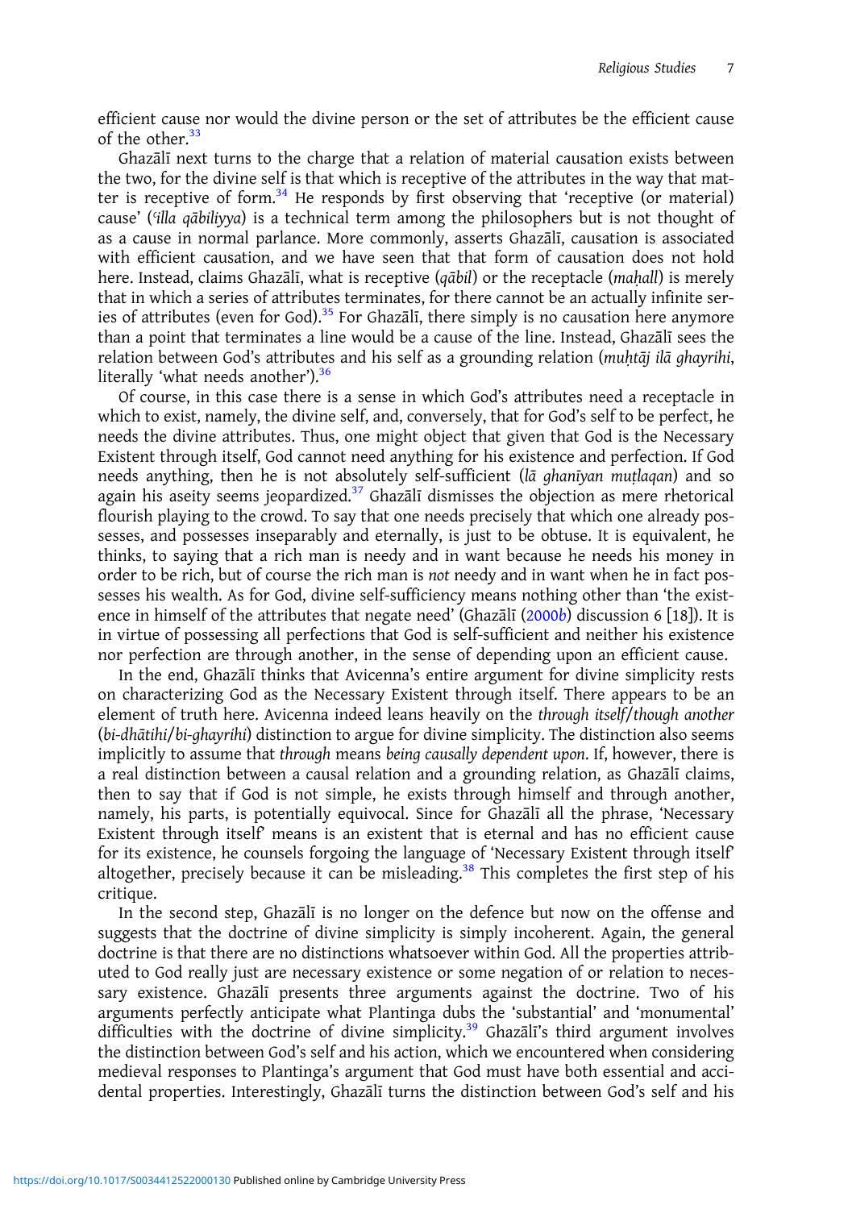efficient cause nor would the divine person or the set of attributes be the efficient cause of the other.[33]

Ghazālī next turns to the charge that a relation of material causation exists between the two, for the divine self is that which is receptive of the attributes in the way that matter is receptive of form.[34] He responds by first observing that 'receptive (or material) cause' (*ʿilla qābiliyya*) is a technical term among the philosophers but is not thought of as a cause in normal parlance. More commonly, asserts Ghazālī, causation is associated with efficient causation, and we have seen that that form of causation does not hold here. Instead, claims Ghazālī, what is receptive (*qābil*) or the receptacle (*maḥall*) is merely that in which a series of attributes terminates, for there cannot be an actually infinite series of attributes (even for God).[35] For Ghazālī, there simply is no causation here anymore than a point that terminates a line would be a cause of the line. Instead, Ghazālī sees the relation between God's attributes and his self as a grounding relation (*muḥtāj ilā ghayrihi*, literally 'what needs another').[36]

Of course, in this case there is a sense in which God's attributes need a receptacle in which to exist, namely, the divine self, and, conversely, that for God's self to be perfect, he needs the divine attributes. Thus, one might object that given that God is the Necessary Existent through itself, God cannot need anything for his existence and perfection. If God needs anything, then he is not absolutely self-sufficient (*lā ghanīyan muṭlaqan*) and so again his aseity seems jeopardized.[37] Ghazālī dismisses the objection as mere rhetorical flourish playing to the crowd. To say that one needs precisely that which one already possesses, and possesses inseparably and eternally, is just to be obtuse. It is equivalent, he thinks, to saying that a rich man is needy and in want because he needs his money in order to be rich, but of course the rich man is *not* needy and in want when he in fact possesses his wealth. As for God, divine self-sufficiency means nothing other than 'the existence in himself of the attributes that negate need' (Ghazālī (2000*b*) discussion 6 [18]). It is in virtue of possessing all perfections that God is self-sufficient and neither his existence nor perfection are through another, in the sense of depending upon an efficient cause.

In the end, Ghazālī thinks that Avicenna's entire argument for divine simplicity rests on characterizing God as the Necessary Existent through itself. There appears to be an element of truth here. Avicenna indeed leans heavily on the *through itself/though another* (*bi-dhātihi/bi-ghayrihi*) distinction to argue for divine simplicity. The distinction also seems implicitly to assume that *through* means *being causally dependent upon*. If, however, there is a real distinction between a causal relation and a grounding relation, as Ghazālī claims, then to say that if God is not simple, he exists through himself and through another, namely, his parts, is potentially equivocal. Since for Ghazālī all the phrase, 'Necessary Existent through itself' means is an existent that is eternal and has no efficient cause for its existence, he counsels forgoing the language of 'Necessary Existent through itself' altogether, precisely because it can be misleading.[38] This completes the first step of his critique.

In the second step, Ghazālī is no longer on the defence but now on the offense and suggests that the doctrine of divine simplicity is simply incoherent. Again, the general doctrine is that there are no distinctions whatsoever within God. All the properties attributed to God really just are necessary existence or some negation of or relation to necessary existence. Ghazālī presents three arguments against the doctrine. Two of his arguments perfectly anticipate what Plantinga dubs the 'substantial' and 'monumental' difficulties with the doctrine of divine simplicity.[39] Ghazālī's third argument involves the distinction between God's self and his action, which we encountered when considering medieval responses to Plantinga's argument that God must have both essential and accidental properties. Interestingly, Ghazālī turns the distinction between God's self and his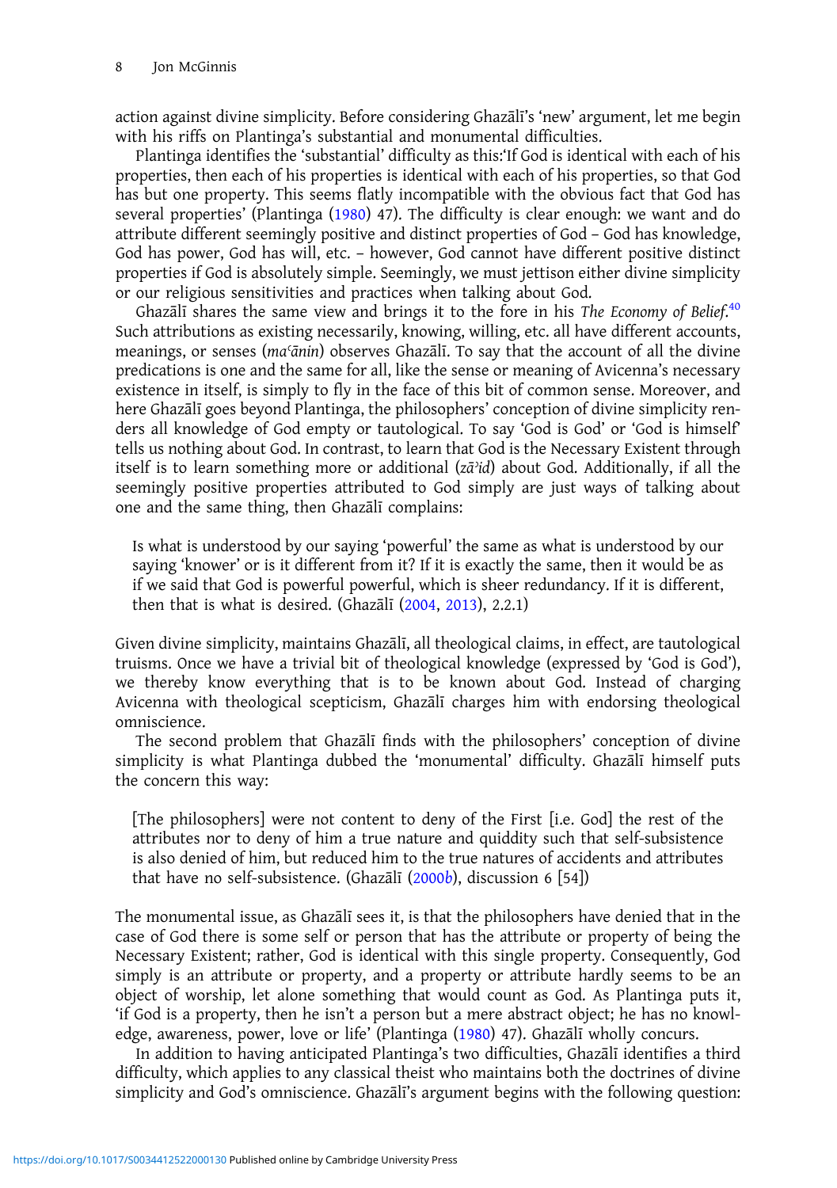action against divine simplicity. Before considering Ghazālī's 'new' argument, let me begin with his riffs on Plantinga's substantial and monumental difficulties.

Plantinga identifies the 'substantial' difficulty as this:'If God is identical with each of his properties, then each of his properties is identical with each of his properties, so that God has but one property. This seems flatly incompatible with the obvious fact that God has several properties' (Plantinga (1980) 47). The difficulty is clear enough: we want and do attribute different seemingly positive and distinct properties of God – God has knowledge, God has power, God has will, etc. – however, God cannot have different positive distinct properties if God is absolutely simple. Seemingly, we must jettison either divine simplicity or our religious sensitivities and practices when talking about God.

Ghazālī shares the same view and brings it to the fore in his *The Economy of Belief*.[40] Such attributions as existing necessarily, knowing, willing, etc. all have different accounts, meanings, or senses (*maʿānin*) observes Ghazālī. To say that the account of all the divine predications is one and the same for all, like the sense or meaning of Avicenna's necessary existence in itself, is simply to fly in the face of this bit of common sense. Moreover, and here Ghazālī goes beyond Plantinga, the philosophers' conception of divine simplicity renders all knowledge of God empty or tautological. To say 'God is God' or 'God is himself' tells us nothing about God. In contrast, to learn that God is the Necessary Existent through itself is to learn something more or additional (*zāʾid*) about God. Additionally, if all the seemingly positive properties attributed to God simply are just ways of talking about one and the same thing, then Ghazālī complains:

> Is what is understood by our saying 'powerful' the same as what is understood by our saying 'knower' or is it different from it? If it is exactly the same, then it would be as if we said that God is powerful powerful, which is sheer redundancy. If it is different, then that is what is desired. (Ghazālī (2004, 2013), 2.2.1)

Given divine simplicity, maintains Ghazālī, all theological claims, in effect, are tautological truisms. Once we have a trivial bit of theological knowledge (expressed by 'God is God'), we thereby know everything that is to be known about God. Instead of charging Avicenna with theological scepticism, Ghazālī charges him with endorsing theological omniscience.

The second problem that Ghazālī finds with the philosophers' conception of divine simplicity is what Plantinga dubbed the 'monumental' difficulty. Ghazālī himself puts the concern this way:

> [The philosophers] were not content to deny of the First [i.e. God] the rest of the attributes nor to deny of him a true nature and quiddity such that self-subsistence is also denied of him, but reduced him to the true natures of accidents and attributes that have no self-subsistence. (Ghazālī (2000*b*), discussion 6 [54])

The monumental issue, as Ghazālī sees it, is that the philosophers have denied that in the case of God there is some self or person that has the attribute or property of being the Necessary Existent; rather, God is identical with this single property. Consequently, God simply is an attribute or property, and a property or attribute hardly seems to be an object of worship, let alone something that would count as God. As Plantinga puts it, 'if God is a property, then he isn't a person but a mere abstract object; he has no knowledge, awareness, power, love or life' (Plantinga (1980) 47). Ghazālī wholly concurs.

In addition to having anticipated Plantinga's two difficulties, Ghazālī identifies a third difficulty, which applies to any classical theist who maintains both the doctrines of divine simplicity and God's omniscience. Ghazālī's argument begins with the following question: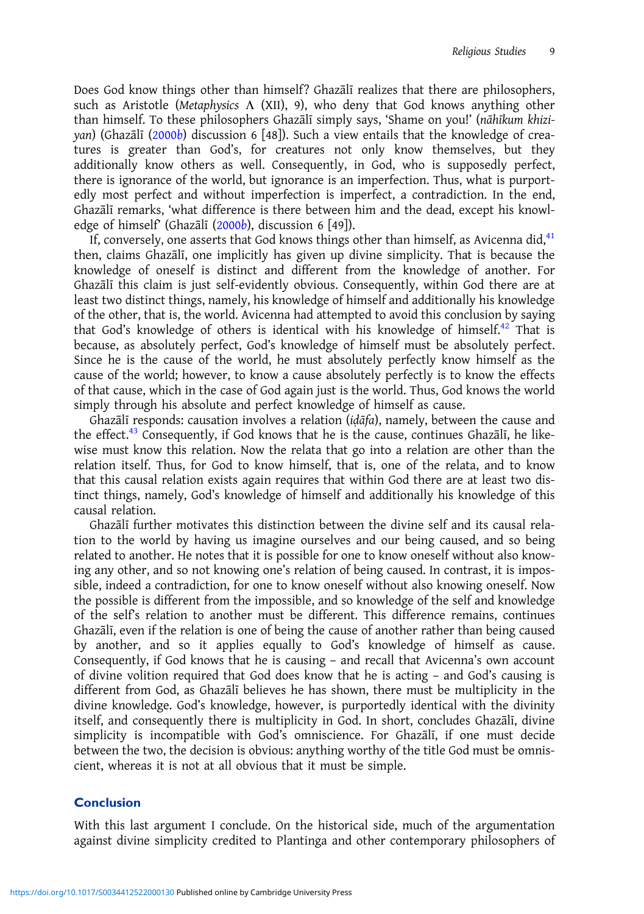Does God know things other than himself? Ghazālī realizes that there are philosophers, such as Aristotle (*Metaphysics* Λ (XII), 9), who deny that God knows anything other than himself. To these philosophers Ghazālī simply says, 'Shame on you!' (*nāhīkum khiziyan*) (Ghazālī (2000*b*) discussion 6 [48]). Such a view entails that the knowledge of creatures is greater than God's, for creatures not only know themselves, but they additionally know others as well. Consequently, in God, who is supposedly perfect, there is ignorance of the world, but ignorance is an imperfection. Thus, what is purportedly most perfect and without imperfection is imperfect, a contradiction. In the end, Ghazālī remarks, 'what difference is there between him and the dead, except his knowledge of himself' (Ghazālī (2000*b*), discussion 6 [49]).

If, conversely, one asserts that God knows things other than himself, as Avicenna did,[41] then, claims Ghazālī, one implicitly has given up divine simplicity. That is because the knowledge of oneself is distinct and different from the knowledge of another. For Ghazālī this claim is just self-evidently obvious. Consequently, within God there are at least two distinct things, namely, his knowledge of himself and additionally his knowledge of the other, that is, the world. Avicenna had attempted to avoid this conclusion by saying that God's knowledge of others is identical with his knowledge of himself.[42] That is because, as absolutely perfect, God's knowledge of himself must be absolutely perfect. Since he is the cause of the world, he must absolutely perfectly know himself as the cause of the world; however, to know a cause absolutely perfectly is to know the effects of that cause, which in the case of God again just is the world. Thus, God knows the world simply through his absolute and perfect knowledge of himself as cause.

Ghazālī responds: causation involves a relation (*iḍāfa*), namely, between the cause and the effect.[43] Consequently, if God knows that he is the cause, continues Ghazālī, he likewise must know this relation. Now the relata that go into a relation are other than the relation itself. Thus, for God to know himself, that is, one of the relata, and to know that this causal relation exists again requires that within God there are at least two distinct things, namely, God's knowledge of himself and additionally his knowledge of this causal relation.

Ghazālī further motivates this distinction between the divine self and its causal relation to the world by having us imagine ourselves and our being caused, and so being related to another. He notes that it is possible for one to know oneself without also knowing any other, and so not knowing one's relation of being caused. In contrast, it is impossible, indeed a contradiction, for one to know oneself without also knowing oneself. Now the possible is different from the impossible, and so knowledge of the self and knowledge of the self's relation to another must be different. This difference remains, continues Ghazālī, even if the relation is one of being the cause of another rather than being caused by another, and so it applies equally to God's knowledge of himself as cause. Consequently, if God knows that he is causing – and recall that Avicenna's own account of divine volition required that God does know that he is acting – and God's causing is different from God, as Ghazālī believes he has shown, there must be multiplicity in the divine knowledge. God's knowledge, however, is purportedly identical with the divinity itself, and consequently there is multiplicity in God. In short, concludes Ghazālī, divine simplicity is incompatible with God's omniscience. For Ghazālī, if one must decide between the two, the decision is obvious: anything worthy of the title God must be omniscient, whereas it is not at all obvious that it must be simple.

## Conclusion

With this last argument I conclude. On the historical side, much of the argumentation against divine simplicity credited to Plantinga and other contemporary philosophers of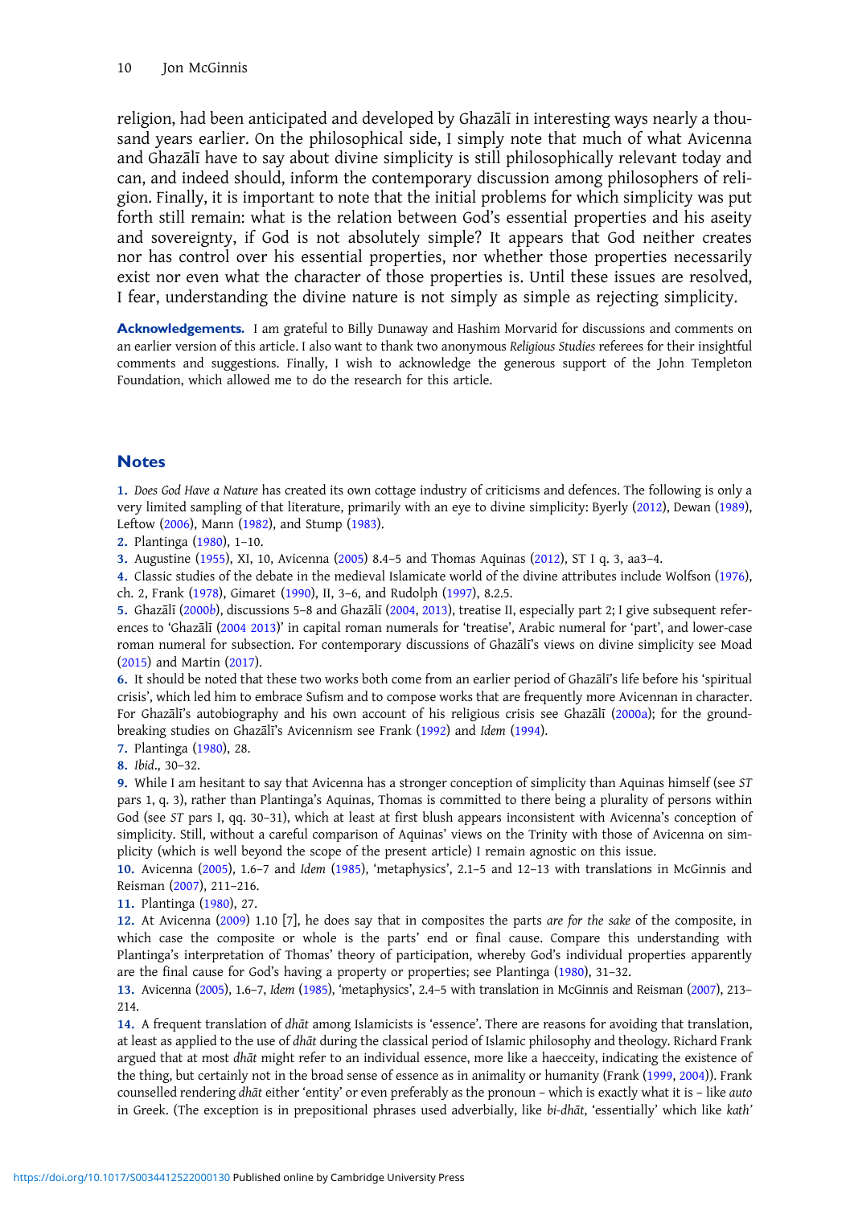religion, had been anticipated and developed by Ghazālī in interesting ways nearly a thousand years earlier. On the philosophical side, I simply note that much of what Avicenna and Ghazālī have to say about divine simplicity is still philosophically relevant today and can, and indeed should, inform the contemporary discussion among philosophers of religion. Finally, it is important to note that the initial problems for which simplicity was put forth still remain: what is the relation between God's essential properties and his aseity and sovereignty, if God is not absolutely simple? It appears that God neither creates nor has control over his essential properties, nor whether those properties necessarily exist nor even what the character of those properties is. Until these issues are resolved, I fear, understanding the divine nature is not simply as simple as rejecting simplicity.

**Acknowledgements.** I am grateful to Billy Dunaway and Hashim Morvarid for discussions and comments on an earlier version of this article. I also want to thank two anonymous *Religious Studies* referees for their insightful comments and suggestions. Finally, I wish to acknowledge the generous support of the John Templeton Foundation, which allowed me to do the research for this article.

## Notes

1. *Does God Have a Nature* has created its own cottage industry of criticisms and defences. The following is only a very limited sampling of that literature, primarily with an eye to divine simplicity: Byerly (2012), Dewan (1989), Leftow (2006), Mann (1982), and Stump (1983).
2. Plantinga (1980), 1–10.
3. Augustine (1955), XI, 10, Avicenna (2005) 8.4–5 and Thomas Aquinas (2012), ST I q. 3, aa3–4.
4. Classic studies of the debate in the medieval Islamicate world of the divine attributes include Wolfson (1976), ch. 2, Frank (1978), Gimaret (1990), II, 3–6, and Rudolph (1997), 8.2.5.
5. Ghazālī (2000*b*), discussions 5–8 and Ghazālī (2004, 2013), treatise II, especially part 2; I give subsequent references to 'Ghazālī (2004 2013)' in capital roman numerals for 'treatise', Arabic numeral for 'part', and lower-case roman numeral for subsection. For contemporary discussions of Ghazālī's views on divine simplicity see Moad (2015) and Martin (2017).
6. It should be noted that these two works both come from an earlier period of Ghazālī's life before his 'spiritual crisis', which led him to embrace Sufism and to compose works that are frequently more Avicennan in character. For Ghazālī's autobiography and his own account of his religious crisis see Ghazālī (2000a); for the groundbreaking studies on Ghazālī's Avicennism see Frank (1992) and *Idem* (1994).
7. Plantinga (1980), 28.
8. *Ibid*., 30–32.
9. While I am hesitant to say that Avicenna has a stronger conception of simplicity than Aquinas himself (see *ST* pars 1, q. 3), rather than Plantinga's Aquinas, Thomas is committed to there being a plurality of persons within God (see *ST* pars I, qq. 30–31), which at least at first blush appears inconsistent with Avicenna's conception of simplicity. Still, without a careful comparison of Aquinas' views on the Trinity with those of Avicenna on simplicity (which is well beyond the scope of the present article) I remain agnostic on this issue.
10. Avicenna (2005), 1.6–7 and *Idem* (1985), 'metaphysics', 2.1–5 and 12–13 with translations in McGinnis and Reisman (2007), 211–216.
11. Plantinga (1980), 27.
12. At Avicenna (2009) 1.10 [7], he does say that in composites the parts *are for the sake* of the composite, in which case the composite or whole is the parts' end or final cause. Compare this understanding with Plantinga's interpretation of Thomas' theory of participation, whereby God's individual properties apparently are the final cause for God's having a property or properties; see Plantinga (1980), 31–32.
13. Avicenna (2005), 1.6–7, *Idem* (1985), 'metaphysics', 2.4–5 with translation in McGinnis and Reisman (2007), 213–214.
14. A frequent translation of *dhāt* among Islamicists is 'essence'. There are reasons for avoiding that translation, at least as applied to the use of *dhāt* during the classical period of Islamic philosophy and theology. Richard Frank argued that at most *dhāt* might refer to an individual essence, more like a haecceity, indicating the existence of the thing, but certainly not in the broad sense of essence as in animality or humanity (Frank (1999, 2004)). Frank counselled rendering *dhāt* either 'entity' or even preferably as the pronoun – which is exactly what it is – like *auto* in Greek. (The exception is in prepositional phrases used adverbially, like *bi-dhāt*, 'essentially' which like *kath'*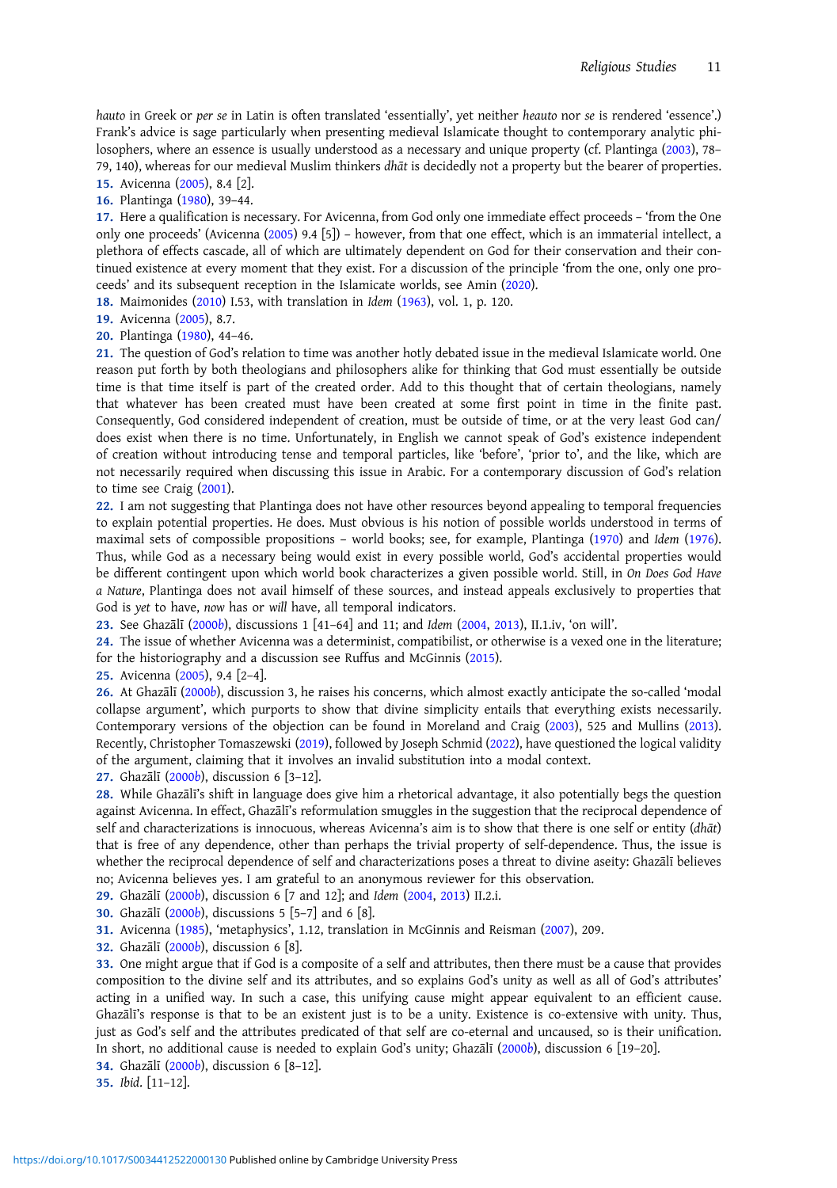*hauto* in Greek or *per se* in Latin is often translated 'essentially', yet neither *heauto* nor *se* is rendered 'essence'.) Frank's advice is sage particularly when presenting medieval Islamicate thought to contemporary analytic philosophers, where an essence is usually understood as a necessary and unique property (cf. Plantinga (2003), 78–79, 140), whereas for our medieval Muslim thinkers *dhāt* is decidedly not a property but the bearer of properties.

15. Avicenna (2005), 8.4 [2].

16. Plantinga (1980), 39–44.

17. Here a qualification is necessary. For Avicenna, from God only one immediate effect proceeds – 'from the One only one proceeds' (Avicenna (2005) 9.4 [5]) – however, from that one effect, which is an immaterial intellect, a plethora of effects cascade, all of which are ultimately dependent on God for their conservation and their continued existence at every moment that they exist. For a discussion of the principle 'from the one, only one proceeds' and its subsequent reception in the Islamicate worlds, see Amin (2020).

18. Maimonides (2010) I.53, with translation in *Idem* (1963), vol. 1, p. 120.

19. Avicenna (2005), 8.7.

20. Plantinga (1980), 44–46.

21. The question of God's relation to time was another hotly debated issue in the medieval Islamicate world. One reason put forth by both theologians and philosophers alike for thinking that God must essentially be outside time is that time itself is part of the created order. Add to this thought that of certain theologians, namely that whatever has been created must have been created at some first point in time in the finite past. Consequently, God considered independent of creation, must be outside of time, or at the very least God can/does exist when there is no time. Unfortunately, in English we cannot speak of God's existence independent of creation without introducing tense and temporal particles, like 'before', 'prior to', and the like, which are not necessarily required when discussing this issue in Arabic. For a contemporary discussion of God's relation to time see Craig (2001).

22. I am not suggesting that Plantinga does not have other resources beyond appealing to temporal frequencies to explain potential properties. He does. Must obvious is his notion of possible worlds understood in terms of maximal sets of compossible propositions – world books; see, for example, Plantinga (1970) and *Idem* (1976). Thus, while God as a necessary being would exist in every possible world, God's accidental properties would be different contingent upon which world book characterizes a given possible world. Still, in *On Does God Have a Nature*, Plantinga does not avail himself of these sources, and instead appeals exclusively to properties that God is *yet* to have, *now* has or *will* have, all temporal indicators.

23. See Ghazālī (2000*b*), discussions 1 [41–64] and 11; and *Idem* (2004, 2013), II.1.iv, 'on will'.

24. The issue of whether Avicenna was a determinist, compatibilist, or otherwise is a vexed one in the literature; for the historiography and a discussion see Ruffus and McGinnis (2015).

25. Avicenna (2005), 9.4 [2–4].

26. At Ghazālī (2000*b*), discussion 3, he raises his concerns, which almost exactly anticipate the so-called 'modal collapse argument', which purports to show that divine simplicity entails that everything exists necessarily. Contemporary versions of the objection can be found in Moreland and Craig (2003), 525 and Mullins (2013). Recently, Christopher Tomaszewski (2019), followed by Joseph Schmid (2022), have questioned the logical validity of the argument, claiming that it involves an invalid substitution into a modal context.

27. Ghazālī (2000*b*), discussion 6 [3–12].

28. While Ghazālī's shift in language does give him a rhetorical advantage, it also potentially begs the question against Avicenna. In effect, Ghazālī's reformulation smuggles in the suggestion that the reciprocal dependence of self and characterizations is innocuous, whereas Avicenna's aim is to show that there is one self or entity (*dhāt*) that is free of any dependence, other than perhaps the trivial property of self-dependence. Thus, the issue is whether the reciprocal dependence of self and characterizations poses a threat to divine aseity: Ghazālī believes no; Avicenna believes yes. I am grateful to an anonymous reviewer for this observation.

29. Ghazālī (2000*b*), discussion 6 [7 and 12]; and *Idem* (2004, 2013) II.2.i.

30. Ghazālī (2000*b*), discussions 5 [5–7] and 6 [8].

31. Avicenna (1985), 'metaphysics', 1.12, translation in McGinnis and Reisman (2007), 209.

32. Ghazālī (2000*b*), discussion 6 [8].

33. One might argue that if God is a composite of a self and attributes, then there must be a cause that provides composition to the divine self and its attributes, and so explains God's unity as well as all of God's attributes' acting in a unified way. In such a case, this unifying cause might appear equivalent to an efficient cause. Ghazālī's response is that to be an existent just is to be a unity. Existence is co-extensive with unity. Thus, just as God's self and the attributes predicated of that self are co-eternal and uncaused, so is their unification. In short, no additional cause is needed to explain God's unity; Ghazālī (2000*b*), discussion 6 [19–20].

34. Ghazālī (2000*b*), discussion 6 [8–12].

35. *Ibid*. [11–12].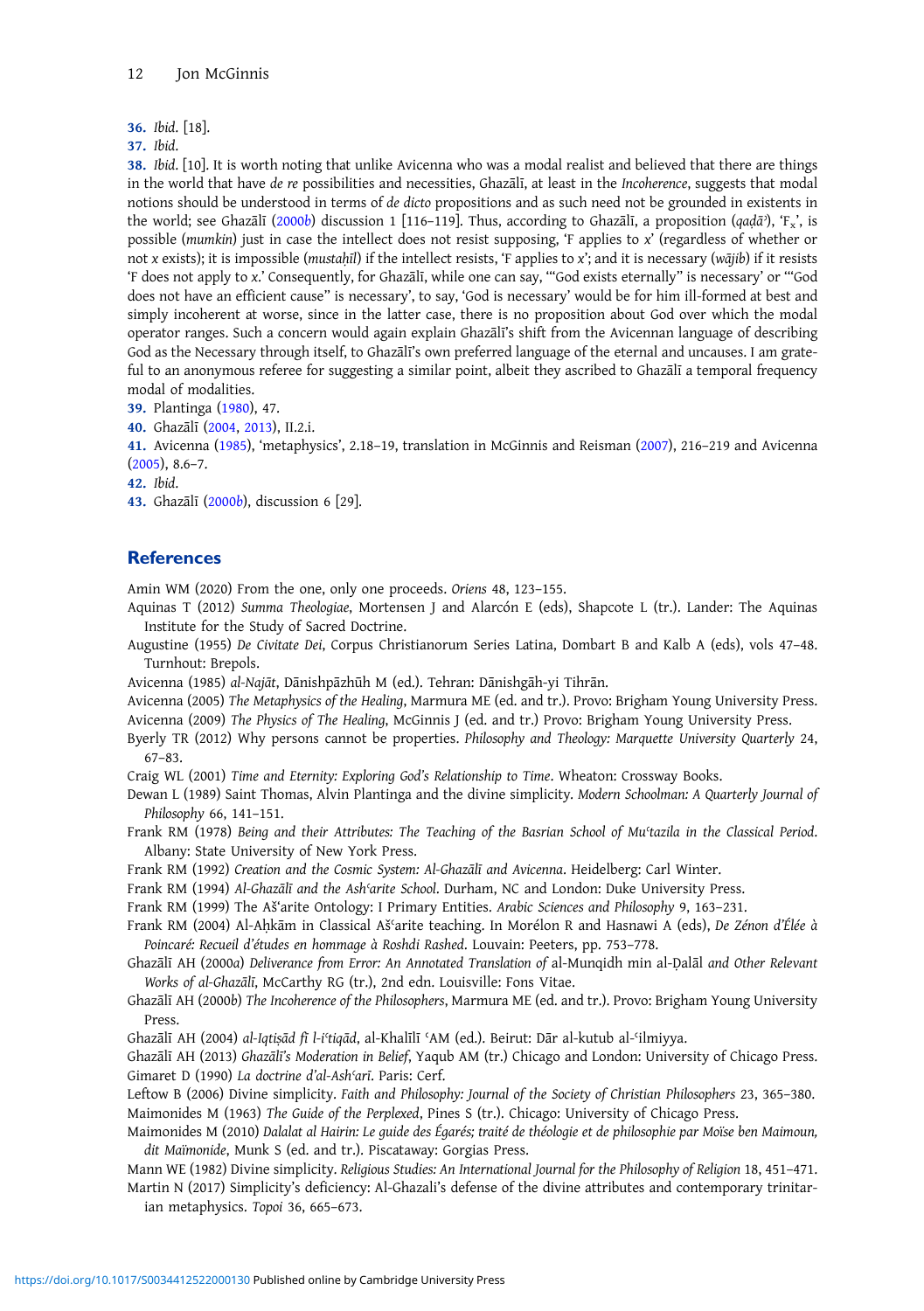36. *Ibid*. [18].

37. *Ibid*.

38. *Ibid*. [10]. It is worth noting that unlike Avicenna who was a modal realist and believed that there are things in the world that have *de re* possibilities and necessities, Ghazālī, at least in the *Incoherence*, suggests that modal notions should be understood in terms of *de dicto* propositions and as such need not be grounded in existents in the world; see Ghazālī (2000*b*) discussion 1 [116–119]. Thus, according to Ghazālī, a proposition (*qaḍāʾ*), '$F_x$', is possible (*mumkin*) just in case the intellect does not resist supposing, 'F applies to *x*' (regardless of whether or not *x* exists); it is impossible (*mustaḥīl*) if the intellect resists, 'F applies to *x*'; and it is necessary (*wājib*) if it resists 'F does not apply to *x*.' Consequently, for Ghazālī, while one can say, '"God exists eternally" is necessary' or '"God does not have an efficient cause" is necessary', to say, 'God is necessary' would be for him ill-formed at best and simply incoherent at worse, since in the latter case, there is no proposition about God over which the modal operator ranges. Such a concern would again explain Ghazālī's shift from the Avicennan language of describing God as the Necessary through itself, to Ghazālī's own preferred language of the eternal and uncauses. I am grateful to an anonymous referee for suggesting a similar point, albeit they ascribed to Ghazālī a temporal frequency modal of modalities.

39. Plantinga (1980), 47.

40. Ghazālī (2004, 2013), II.2.i.

41. Avicenna (1985), 'metaphysics', 2.18–19, translation in McGinnis and Reisman (2007), 216–219 and Avicenna (2005), 8.6–7.

42. *Ibid*.

43. Ghazālī (2000*b*), discussion 6 [29].

## References

Amin WM (2020) From the one, only one proceeds. *Oriens* 48, 123–155.

Aquinas T (2012) *Summa Theologiae*, Mortensen J and Alarcón E (eds), Shapcote L (tr.). Lander: The Aquinas Institute for the Study of Sacred Doctrine.

Augustine (1955) *De Civitate Dei*, Corpus Christianorum Series Latina, Dombart B and Kalb A (eds), vols 47–48. Turnhout: Brepols.

Avicenna (1985) *al-Najāt*, Dānishpāzhūh M (ed.). Tehran: Dānishgāh-yi Tihrān.

Avicenna (2005) *The Metaphysics of the Healing*, Marmura ME (ed. and tr.). Provo: Brigham Young University Press.

Avicenna (2009) *The Physics of The Healing*, McGinnis J (ed. and tr.) Provo: Brigham Young University Press.

Byerly TR (2012) Why persons cannot be properties. *Philosophy and Theology: Marquette University Quarterly* 24, 67–83.

Craig WL (2001) *Time and Eternity: Exploring God's Relationship to Time*. Wheaton: Crossway Books.

Dewan L (1989) Saint Thomas, Alvin Plantinga and the divine simplicity. *Modern Schoolman: A Quarterly Journal of Philosophy* 66, 141–151.

Frank RM (1978) *Being and their Attributes: The Teaching of the Basrian School of Muʿtazila in the Classical Period*. Albany: State University of New York Press.

Frank RM (1992) *Creation and the Cosmic System: Al-Ghazālī and Avicenna*. Heidelberg: Carl Winter.

Frank RM (1994) *Al-Ghazālī and the Ashʿarite School*. Durham, NC and London: Duke University Press.

Frank RM (1999) The Ašʿarite Ontology: I Primary Entities. *Arabic Sciences and Philosophy* 9, 163–231.

Frank RM (2004) Al-Aḥkām in Classical Ašʿarite teaching. In Morélon R and Hasnawi A (eds), *De Zénon d'Élée à Poincaré: Recueil d'études en hommage à Roshdi Rashed*. Louvain: Peeters, pp. 753–778.

Ghazālī AH (2000*a*) *Deliverance from Error: An Annotated Translation of* al-Munqidh min al-Ḍalāl *and Other Relevant Works of al-Ghazālī*, McCarthy RG (tr.), 2nd edn. Louisville: Fons Vitae.

Ghazālī AH (2000*b*) *The Incoherence of the Philosophers*, Marmura ME (ed. and tr.). Provo: Brigham Young University Press.

Ghazālī AH (2004) *al-Iqtiṣād fī l-iʿtiqād*, al-Khalīlī ʿAM (ed.). Beirut: Dār al-kutub al-ʿilmiyya.

Ghazālī AH (2013) *Ghazālī's Moderation in Belief*, Yaqub AM (tr.) Chicago and London: University of Chicago Press.

Gimaret D (1990) *La doctrine d'al-Ashʿarī*. Paris: Cerf.

Leftow B (2006) Divine simplicity. *Faith and Philosophy: Journal of the Society of Christian Philosophers* 23, 365–380.

Maimonides M (1963) *The Guide of the Perplexed*, Pines S (tr.). Chicago: University of Chicago Press.

Maimonides M (2010) *Dalalat al Hairin: Le guide des Égarés; traité de théologie et de philosophie par Moïse ben Maimoun, dit Maïmonide*, Munk S (ed. and tr.). Piscataway: Gorgias Press.

Mann WE (1982) Divine simplicity. *Religious Studies: An International Journal for the Philosophy of Religion* 18, 451–471.

Martin N (2017) Simplicity's deficiency: Al-Ghazali's defense of the divine attributes and contemporary trinitarian metaphysics. *Topoi* 36, 665–673.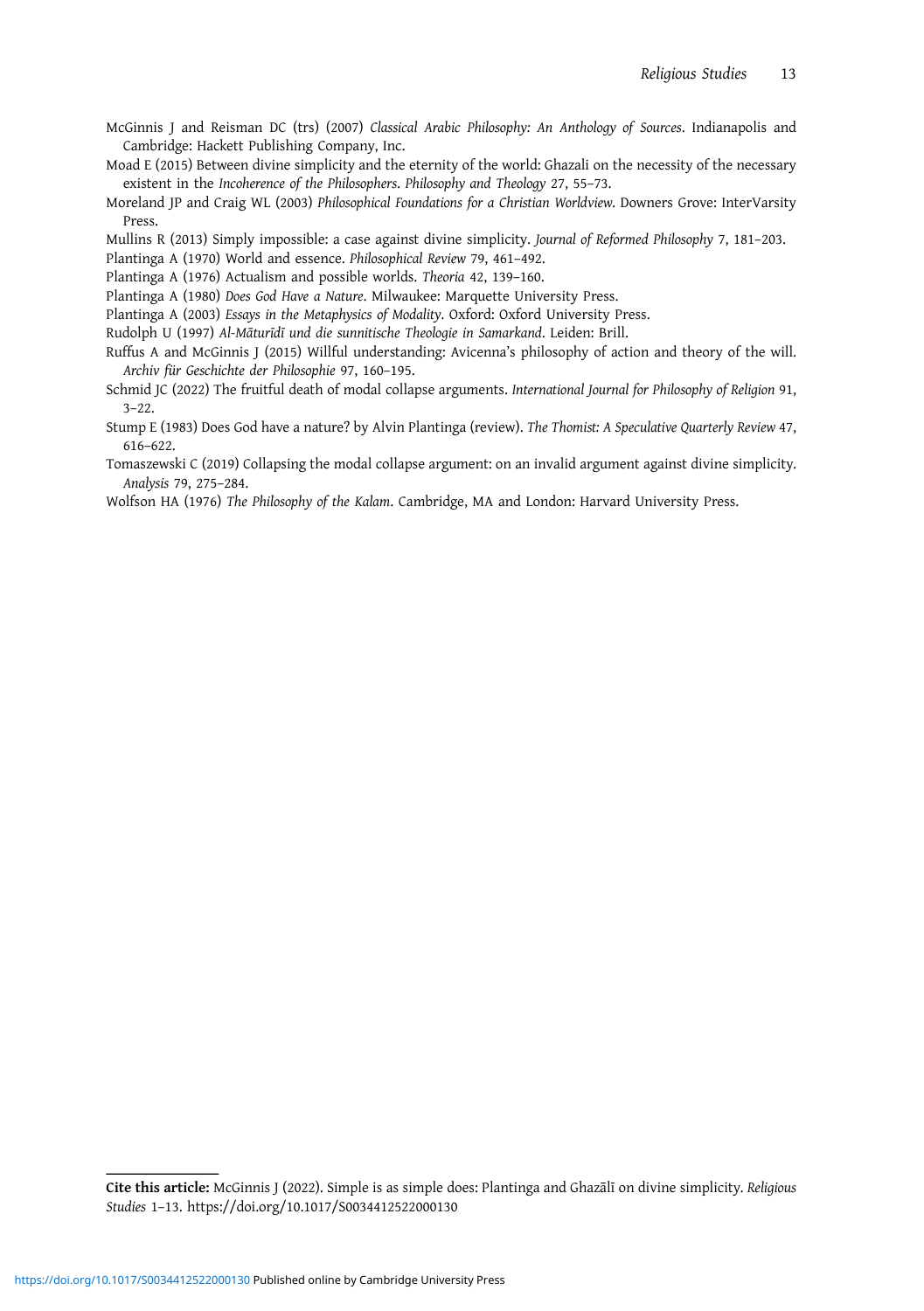McGinnis J and Reisman DC (trs) (2007) *Classical Arabic Philosophy: An Anthology of Sources*. Indianapolis and Cambridge: Hackett Publishing Company, Inc.

Moad E (2015) Between divine simplicity and the eternity of the world: Ghazali on the necessity of the necessary existent in the *Incoherence of the Philosophers*. *Philosophy and Theology* 27, 55–73.

Moreland JP and Craig WL (2003) *Philosophical Foundations for a Christian Worldview*. Downers Grove: InterVarsity Press.

Mullins R (2013) Simply impossible: a case against divine simplicity. *Journal of Reformed Philosophy* 7, 181–203.

Plantinga A (1970) World and essence. *Philosophical Review* 79, 461–492.

Plantinga A (1976) Actualism and possible worlds. *Theoria* 42, 139–160.

Plantinga A (1980) *Does God Have a Nature*. Milwaukee: Marquette University Press.

Plantinga A (2003) *Essays in the Metaphysics of Modality*. Oxford: Oxford University Press.

Rudolph U (1997) *Al-Māturīdī und die sunnitische Theologie in Samarkand*. Leiden: Brill.

Ruffus A and McGinnis J (2015) Willful understanding: Avicenna's philosophy of action and theory of the will. *Archiv für Geschichte der Philosophie* 97, 160–195.

Schmid JC (2022) The fruitful death of modal collapse arguments. *International Journal for Philosophy of Religion* 91, 3–22.

Stump E (1983) Does God have a nature? by Alvin Plantinga (review). *The Thomist: A Speculative Quarterly Review* 47, 616–622.

Tomaszewski C (2019) Collapsing the modal collapse argument: on an invalid argument against divine simplicity. *Analysis* 79, 275–284.

Wolfson HA (1976) *The Philosophy of the Kalam*. Cambridge, MA and London: Harvard University Press.

**Cite this article:** McGinnis J (2022). Simple is as simple does: Plantinga and Ghazālī on divine simplicity. *Religious Studies* 1–13. https://doi.org/10.1017/S0034412522000130